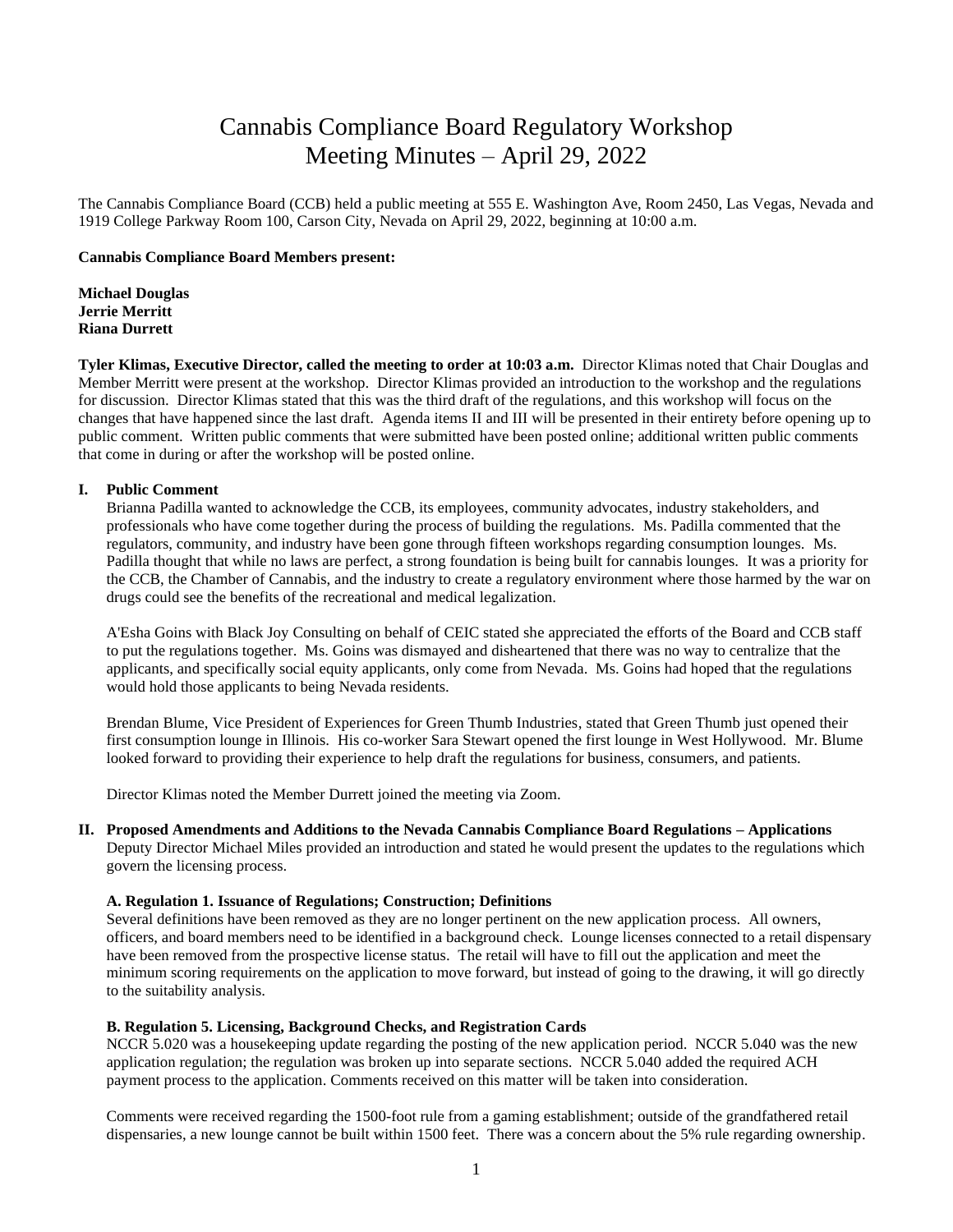# Cannabis Compliance Board Regulatory Workshop
# Meeting Minutes – April 29, 2022

The Cannabis Compliance Board (CCB) held a public meeting at 555 E. Washington Ave, Room 2450, Las Vegas, Nevada and 1919 College Parkway Room 100, Carson City, Nevada on April 29, 2022, beginning at 10:00 a.m.

**Cannabis Compliance Board Members present:**

**Michael Douglas**
**Jerrie Merritt**
**Riana Durrett**

**Tyler Klimas, Executive Director, called the meeting to order at 10:03 a.m.** Director Klimas noted that Chair Douglas and Member Merritt were present at the workshop. Director Klimas provided an introduction to the workshop and the regulations for discussion. Director Klimas stated that this was the third draft of the regulations, and this workshop will focus on the changes that have happened since the last draft. Agenda items II and III will be presented in their entirety before opening up to public comment. Written public comments that were submitted have been posted online; additional written public comments that come in during or after the workshop will be posted online.

## I. Public Comment

Brianna Padilla wanted to acknowledge the CCB, its employees, community advocates, industry stakeholders, and professionals who have come together during the process of building the regulations. Ms. Padilla commented that the regulators, community, and industry have been gone through fifteen workshops regarding consumption lounges. Ms. Padilla thought that while no laws are perfect, a strong foundation is being built for cannabis lounges. It was a priority for the CCB, the Chamber of Cannabis, and the industry to create a regulatory environment where those harmed by the war on drugs could see the benefits of the recreational and medical legalization.

A'Esha Goins with Black Joy Consulting on behalf of CEIC stated she appreciated the efforts of the Board and CCB staff to put the regulations together. Ms. Goins was dismayed and disheartened that there was no way to centralize that the applicants, and specifically social equity applicants, only come from Nevada. Ms. Goins had hoped that the regulations would hold those applicants to being Nevada residents.

Brendan Blume, Vice President of Experiences for Green Thumb Industries, stated that Green Thumb just opened their first consumption lounge in Illinois. His co-worker Sara Stewart opened the first lounge in West Hollywood. Mr. Blume looked forward to providing their experience to help draft the regulations for business, consumers, and patients.

Director Klimas noted the Member Durrett joined the meeting via Zoom.

## II. Proposed Amendments and Additions to the Nevada Cannabis Compliance Board Regulations – Applications

Deputy Director Michael Miles provided an introduction and stated he would present the updates to the regulations which govern the licensing process.

### A. Regulation 1. Issuance of Regulations; Construction; Definitions

Several definitions have been removed as they are no longer pertinent on the new application process. All owners, officers, and board members need to be identified in a background check. Lounge licenses connected to a retail dispensary have been removed from the prospective license status. The retail will have to fill out the application and meet the minimum scoring requirements on the application to move forward, but instead of going to the drawing, it will go directly to the suitability analysis.

### B. Regulation 5. Licensing, Background Checks, and Registration Cards

NCCR 5.020 was a housekeeping update regarding the posting of the new application period. NCCR 5.040 was the new application regulation; the regulation was broken up into separate sections. NCCR 5.040 added the required ACH payment process to the application. Comments received on this matter will be taken into consideration.

Comments were received regarding the 1500-foot rule from a gaming establishment; outside of the grandfathered retail dispensaries, a new lounge cannot be built within 1500 feet. There was a concern about the 5% rule regarding ownership.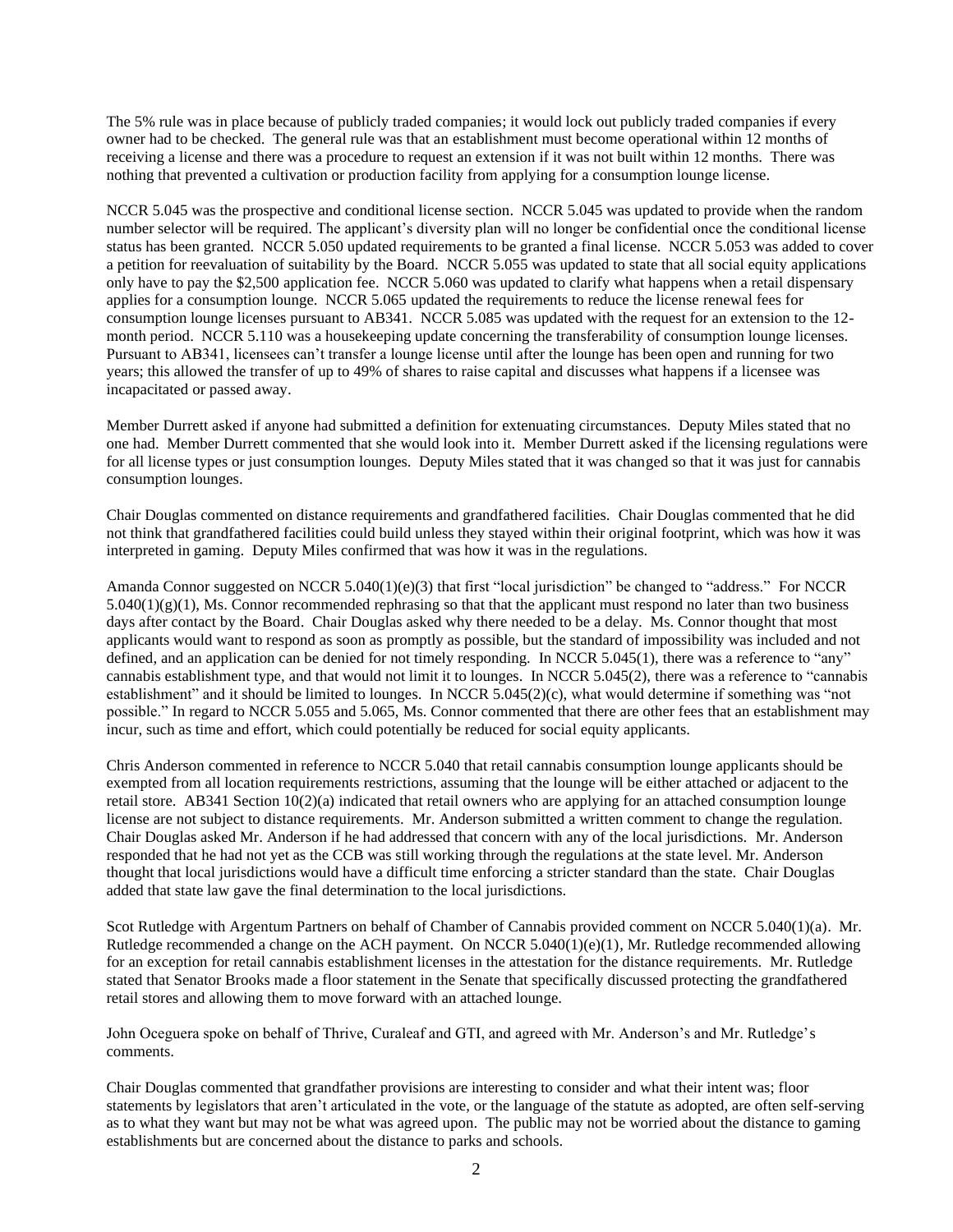The 5% rule was in place because of publicly traded companies; it would lock out publicly traded companies if every owner had to be checked. The general rule was that an establishment must become operational within 12 months of receiving a license and there was a procedure to request an extension if it was not built within 12 months. There was nothing that prevented a cultivation or production facility from applying for a consumption lounge license.

NCCR 5.045 was the prospective and conditional license section. NCCR 5.045 was updated to provide when the random number selector will be required. The applicant's diversity plan will no longer be confidential once the conditional license status has been granted. NCCR 5.050 updated requirements to be granted a final license. NCCR 5.053 was added to cover a petition for reevaluation of suitability by the Board. NCCR 5.055 was updated to state that all social equity applications only have to pay the $2,500 application fee. NCCR 5.060 was updated to clarify what happens when a retail dispensary applies for a consumption lounge. NCCR 5.065 updated the requirements to reduce the license renewal fees for consumption lounge licenses pursuant to AB341. NCCR 5.085 was updated with the request for an extension to the 12-month period. NCCR 5.110 was a housekeeping update concerning the transferability of consumption lounge licenses. Pursuant to AB341, licensees can't transfer a lounge license until after the lounge has been open and running for two years; this allowed the transfer of up to 49% of shares to raise capital and discusses what happens if a licensee was incapacitated or passed away.

Member Durrett asked if anyone had submitted a definition for extenuating circumstances. Deputy Miles stated that no one had. Member Durrett commented that she would look into it. Member Durrett asked if the licensing regulations were for all license types or just consumption lounges. Deputy Miles stated that it was changed so that it was just for cannabis consumption lounges.

Chair Douglas commented on distance requirements and grandfathered facilities. Chair Douglas commented that he did not think that grandfathered facilities could build unless they stayed within their original footprint, which was how it was interpreted in gaming. Deputy Miles confirmed that was how it was in the regulations.

Amanda Connor suggested on NCCR 5.040(1)(e)(3) that first "local jurisdiction" be changed to "address." For NCCR 5.040(1)(g)(1), Ms. Connor recommended rephrasing so that that the applicant must respond no later than two business days after contact by the Board. Chair Douglas asked why there needed to be a delay. Ms. Connor thought that most applicants would want to respond as soon as promptly as possible, but the standard of impossibility was included and not defined, and an application can be denied for not timely responding. In NCCR 5.045(1), there was a reference to "any" cannabis establishment type, and that would not limit it to lounges. In NCCR 5.045(2), there was a reference to "cannabis establishment" and it should be limited to lounges. In NCCR 5.045(2)(c), what would determine if something was "not possible." In regard to NCCR 5.055 and 5.065, Ms. Connor commented that there are other fees that an establishment may incur, such as time and effort, which could potentially be reduced for social equity applicants.

Chris Anderson commented in reference to NCCR 5.040 that retail cannabis consumption lounge applicants should be exempted from all location requirements restrictions, assuming that the lounge will be either attached or adjacent to the retail store. AB341 Section 10(2)(a) indicated that retail owners who are applying for an attached consumption lounge license are not subject to distance requirements. Mr. Anderson submitted a written comment to change the regulation. Chair Douglas asked Mr. Anderson if he had addressed that concern with any of the local jurisdictions. Mr. Anderson responded that he had not yet as the CCB was still working through the regulations at the state level. Mr. Anderson thought that local jurisdictions would have a difficult time enforcing a stricter standard than the state. Chair Douglas added that state law gave the final determination to the local jurisdictions.

Scot Rutledge with Argentum Partners on behalf of Chamber of Cannabis provided comment on NCCR 5.040(1)(a). Mr. Rutledge recommended a change on the ACH payment. On NCCR 5.040(1)(e)(1), Mr. Rutledge recommended allowing for an exception for retail cannabis establishment licenses in the attestation for the distance requirements. Mr. Rutledge stated that Senator Brooks made a floor statement in the Senate that specifically discussed protecting the grandfathered retail stores and allowing them to move forward with an attached lounge.

John Oceguera spoke on behalf of Thrive, Curaleaf and GTI, and agreed with Mr. Anderson's and Mr. Rutledge's comments.

Chair Douglas commented that grandfather provisions are interesting to consider and what their intent was; floor statements by legislators that aren't articulated in the vote, or the language of the statute as adopted, are often self-serving as to what they want but may not be what was agreed upon. The public may not be worried about the distance to gaming establishments but are concerned about the distance to parks and schools.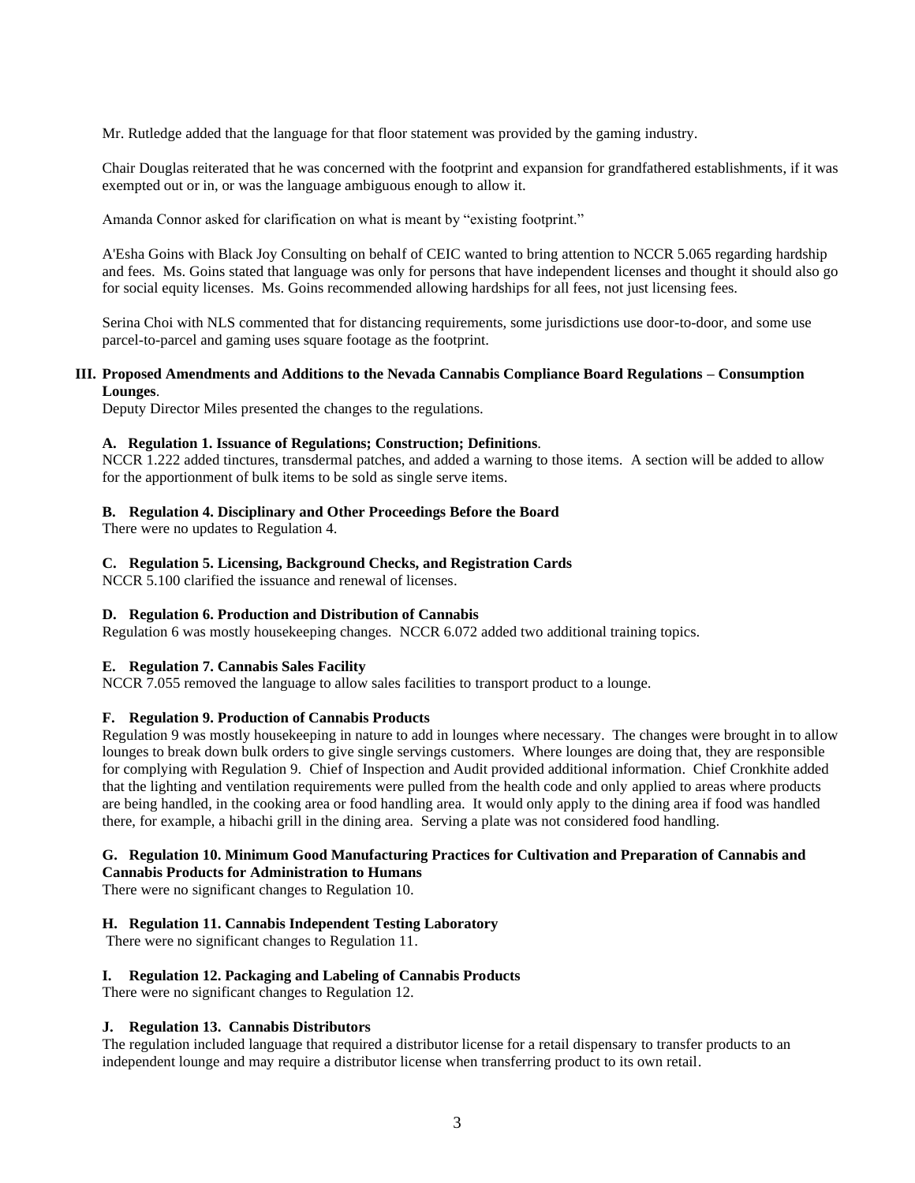Mr. Rutledge added that the language for that floor statement was provided by the gaming industry.

Chair Douglas reiterated that he was concerned with the footprint and expansion for grandfathered establishments, if it was exempted out or in, or was the language ambiguous enough to allow it.

Amanda Connor asked for clarification on what is meant by "existing footprint."

A'Esha Goins with Black Joy Consulting on behalf of CEIC wanted to bring attention to NCCR 5.065 regarding hardship and fees. Ms. Goins stated that language was only for persons that have independent licenses and thought it should also go for social equity licenses. Ms. Goins recommended allowing hardships for all fees, not just licensing fees.

Serina Choi with NLS commented that for distancing requirements, some jurisdictions use door-to-door, and some use parcel-to-parcel and gaming uses square footage as the footprint.

## III. Proposed Amendments and Additions to the Nevada Cannabis Compliance Board Regulations – Consumption Lounges.

Deputy Director Miles presented the changes to the regulations.

### A. Regulation 1. Issuance of Regulations; Construction; Definitions.

NCCR 1.222 added tinctures, transdermal patches, and added a warning to those items. A section will be added to allow for the apportionment of bulk items to be sold as single serve items.

### B. Regulation 4. Disciplinary and Other Proceedings Before the Board

There were no updates to Regulation 4.

### C. Regulation 5. Licensing, Background Checks, and Registration Cards

NCCR 5.100 clarified the issuance and renewal of licenses.

### D. Regulation 6. Production and Distribution of Cannabis

Regulation 6 was mostly housekeeping changes. NCCR 6.072 added two additional training topics.

### E. Regulation 7. Cannabis Sales Facility

NCCR 7.055 removed the language to allow sales facilities to transport product to a lounge.

### F. Regulation 9. Production of Cannabis Products

Regulation 9 was mostly housekeeping in nature to add in lounges where necessary. The changes were brought in to allow lounges to break down bulk orders to give single servings customers. Where lounges are doing that, they are responsible for complying with Regulation 9. Chief of Inspection and Audit provided additional information. Chief Cronkhite added that the lighting and ventilation requirements were pulled from the health code and only applied to areas where products are being handled, in the cooking area or food handling area. It would only apply to the dining area if food was handled there, for example, a hibachi grill in the dining area. Serving a plate was not considered food handling.

### G. Regulation 10. Minimum Good Manufacturing Practices for Cultivation and Preparation of Cannabis and Cannabis Products for Administration to Humans

There were no significant changes to Regulation 10.

### H. Regulation 11. Cannabis Independent Testing Laboratory

There were no significant changes to Regulation 11.

### I. Regulation 12. Packaging and Labeling of Cannabis Products

There were no significant changes to Regulation 12.

### J. Regulation 13. Cannabis Distributors

The regulation included language that required a distributor license for a retail dispensary to transfer products to an independent lounge and may require a distributor license when transferring product to its own retail.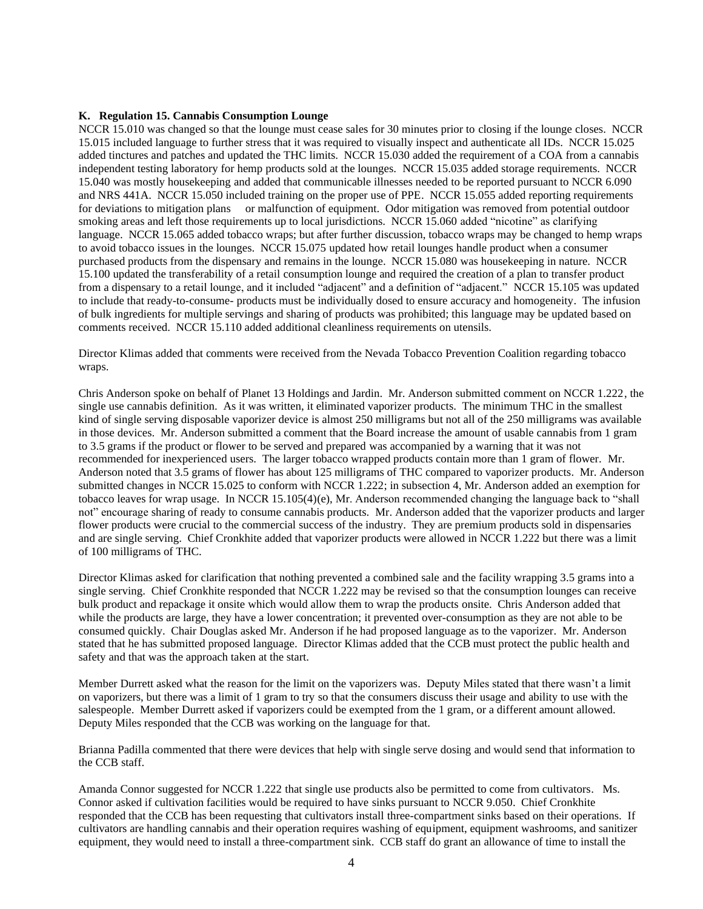**K. Regulation 15. Cannabis Consumption Lounge**

NCCR 15.010 was changed so that the lounge must cease sales for 30 minutes prior to closing if the lounge closes. NCCR 15.015 included language to further stress that it was required to visually inspect and authenticate all IDs. NCCR 15.025 added tinctures and patches and updated the THC limits. NCCR 15.030 added the requirement of a COA from a cannabis independent testing laboratory for hemp products sold at the lounges. NCCR 15.035 added storage requirements. NCCR 15.040 was mostly housekeeping and added that communicable illnesses needed to be reported pursuant to NCCR 6.090 and NRS 441A. NCCR 15.050 included training on the proper use of PPE. NCCR 15.055 added reporting requirements for deviations to mitigation plans or malfunction of equipment. Odor mitigation was removed from potential outdoor smoking areas and left those requirements up to local jurisdictions. NCCR 15.060 added "nicotine" as clarifying language. NCCR 15.065 added tobacco wraps; but after further discussion, tobacco wraps may be changed to hemp wraps to avoid tobacco issues in the lounges. NCCR 15.075 updated how retail lounges handle product when a consumer purchased products from the dispensary and remains in the lounge. NCCR 15.080 was housekeeping in nature. NCCR 15.100 updated the transferability of a retail consumption lounge and required the creation of a plan to transfer product from a dispensary to a retail lounge, and it included "adjacent" and a definition of "adjacent." NCCR 15.105 was updated to include that ready-to-consume- products must be individually dosed to ensure accuracy and homogeneity. The infusion of bulk ingredients for multiple servings and sharing of products was prohibited; this language may be updated based on comments received. NCCR 15.110 added additional cleanliness requirements on utensils.

Director Klimas added that comments were received from the Nevada Tobacco Prevention Coalition regarding tobacco wraps.

Chris Anderson spoke on behalf of Planet 13 Holdings and Jardin. Mr. Anderson submitted comment on NCCR 1.222, the single use cannabis definition. As it was written, it eliminated vaporizer products. The minimum THC in the smallest kind of single serving disposable vaporizer device is almost 250 milligrams but not all of the 250 milligrams was available in those devices. Mr. Anderson submitted a comment that the Board increase the amount of usable cannabis from 1 gram to 3.5 grams if the product or flower to be served and prepared was accompanied by a warning that it was not recommended for inexperienced users. The larger tobacco wrapped products contain more than 1 gram of flower. Mr. Anderson noted that 3.5 grams of flower has about 125 milligrams of THC compared to vaporizer products. Mr. Anderson submitted changes in NCCR 15.025 to conform with NCCR 1.222; in subsection 4, Mr. Anderson added an exemption for tobacco leaves for wrap usage. In NCCR 15.105(4)(e), Mr. Anderson recommended changing the language back to "shall not" encourage sharing of ready to consume cannabis products. Mr. Anderson added that the vaporizer products and larger flower products were crucial to the commercial success of the industry. They are premium products sold in dispensaries and are single serving. Chief Cronkhite added that vaporizer products were allowed in NCCR 1.222 but there was a limit of 100 milligrams of THC.

Director Klimas asked for clarification that nothing prevented a combined sale and the facility wrapping 3.5 grams into a single serving. Chief Cronkhite responded that NCCR 1.222 may be revised so that the consumption lounges can receive bulk product and repackage it onsite which would allow them to wrap the products onsite. Chris Anderson added that while the products are large, they have a lower concentration; it prevented over-consumption as they are not able to be consumed quickly. Chair Douglas asked Mr. Anderson if he had proposed language as to the vaporizer. Mr. Anderson stated that he has submitted proposed language. Director Klimas added that the CCB must protect the public health and safety and that was the approach taken at the start.

Member Durrett asked what the reason for the limit on the vaporizers was. Deputy Miles stated that there wasn't a limit on vaporizers, but there was a limit of 1 gram to try so that the consumers discuss their usage and ability to use with the salespeople. Member Durrett asked if vaporizers could be exempted from the 1 gram, or a different amount allowed. Deputy Miles responded that the CCB was working on the language for that.

Brianna Padilla commented that there were devices that help with single serve dosing and would send that information to the CCB staff.

Amanda Connor suggested for NCCR 1.222 that single use products also be permitted to come from cultivators. Ms. Connor asked if cultivation facilities would be required to have sinks pursuant to NCCR 9.050. Chief Cronkhite responded that the CCB has been requesting that cultivators install three-compartment sinks based on their operations. If cultivators are handling cannabis and their operation requires washing of equipment, equipment washrooms, and sanitizer equipment, they would need to install a three-compartment sink. CCB staff do grant an allowance of time to install the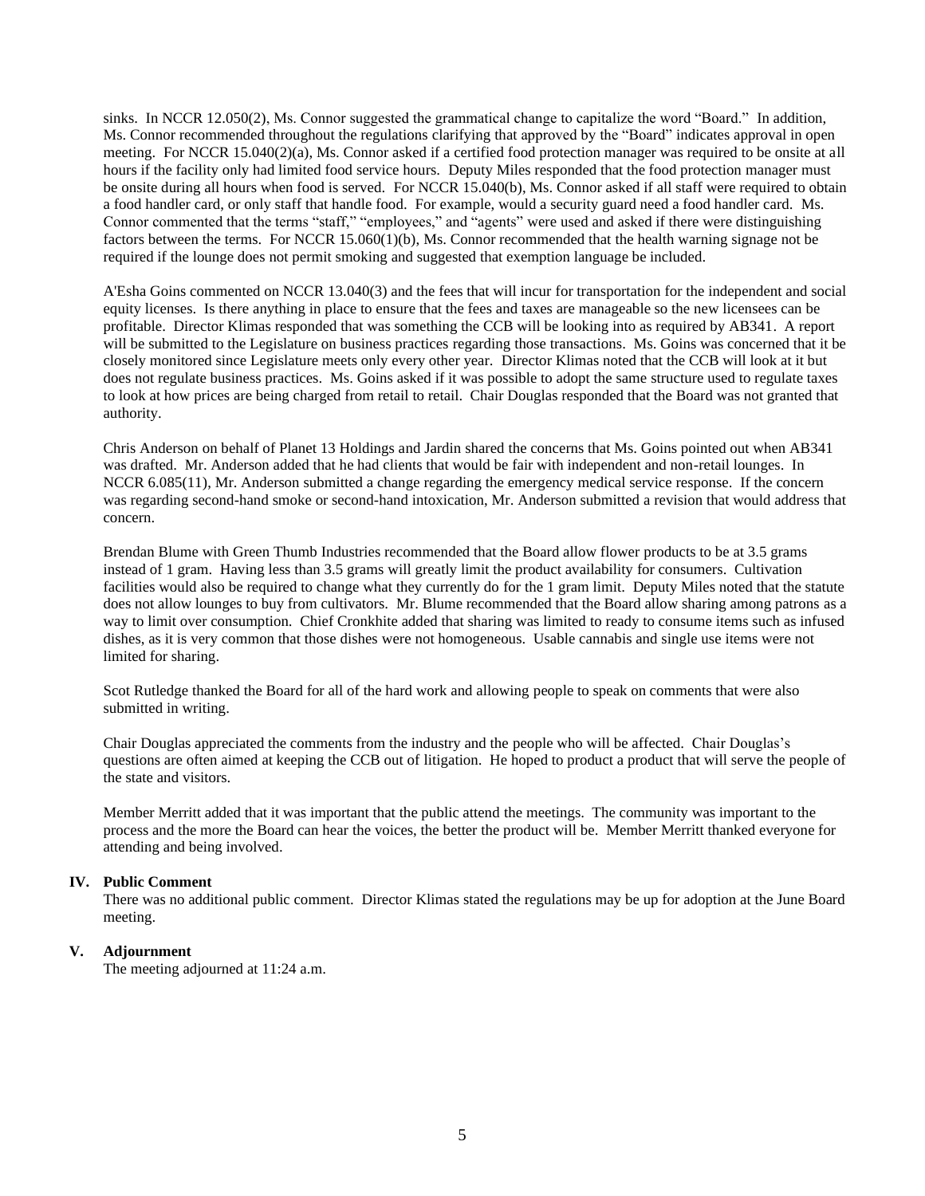sinks. In NCCR 12.050(2), Ms. Connor suggested the grammatical change to capitalize the word "Board." In addition, Ms. Connor recommended throughout the regulations clarifying that approved by the "Board" indicates approval in open meeting. For NCCR 15.040(2)(a), Ms. Connor asked if a certified food protection manager was required to be onsite at all hours if the facility only had limited food service hours. Deputy Miles responded that the food protection manager must be onsite during all hours when food is served. For NCCR 15.040(b), Ms. Connor asked if all staff were required to obtain a food handler card, or only staff that handle food. For example, would a security guard need a food handler card. Ms. Connor commented that the terms "staff," "employees," and "agents" were used and asked if there were distinguishing factors between the terms. For NCCR 15.060(1)(b), Ms. Connor recommended that the health warning signage not be required if the lounge does not permit smoking and suggested that exemption language be included.

A'Esha Goins commented on NCCR 13.040(3) and the fees that will incur for transportation for the independent and social equity licenses. Is there anything in place to ensure that the fees and taxes are manageable so the new licensees can be profitable. Director Klimas responded that was something the CCB will be looking into as required by AB341. A report will be submitted to the Legislature on business practices regarding those transactions. Ms. Goins was concerned that it be closely monitored since Legislature meets only every other year. Director Klimas noted that the CCB will look at it but does not regulate business practices. Ms. Goins asked if it was possible to adopt the same structure used to regulate taxes to look at how prices are being charged from retail to retail. Chair Douglas responded that the Board was not granted that authority.

Chris Anderson on behalf of Planet 13 Holdings and Jardin shared the concerns that Ms. Goins pointed out when AB341 was drafted. Mr. Anderson added that he had clients that would be fair with independent and non-retail lounges. In NCCR 6.085(11), Mr. Anderson submitted a change regarding the emergency medical service response. If the concern was regarding second-hand smoke or second-hand intoxication, Mr. Anderson submitted a revision that would address that concern.

Brendan Blume with Green Thumb Industries recommended that the Board allow flower products to be at 3.5 grams instead of 1 gram. Having less than 3.5 grams will greatly limit the product availability for consumers. Cultivation facilities would also be required to change what they currently do for the 1 gram limit. Deputy Miles noted that the statute does not allow lounges to buy from cultivators. Mr. Blume recommended that the Board allow sharing among patrons as a way to limit over consumption. Chief Cronkhite added that sharing was limited to ready to consume items such as infused dishes, as it is very common that those dishes were not homogeneous. Usable cannabis and single use items were not limited for sharing.

Scot Rutledge thanked the Board for all of the hard work and allowing people to speak on comments that were also submitted in writing.

Chair Douglas appreciated the comments from the industry and the people who will be affected. Chair Douglas's questions are often aimed at keeping the CCB out of litigation. He hoped to product a product that will serve the people of the state and visitors.

Member Merritt added that it was important that the public attend the meetings. The community was important to the process and the more the Board can hear the voices, the better the product will be. Member Merritt thanked everyone for attending and being involved.

## IV. Public Comment

There was no additional public comment. Director Klimas stated the regulations may be up for adoption at the June Board meeting.

## V. Adjournment

The meeting adjourned at 11:24 a.m.